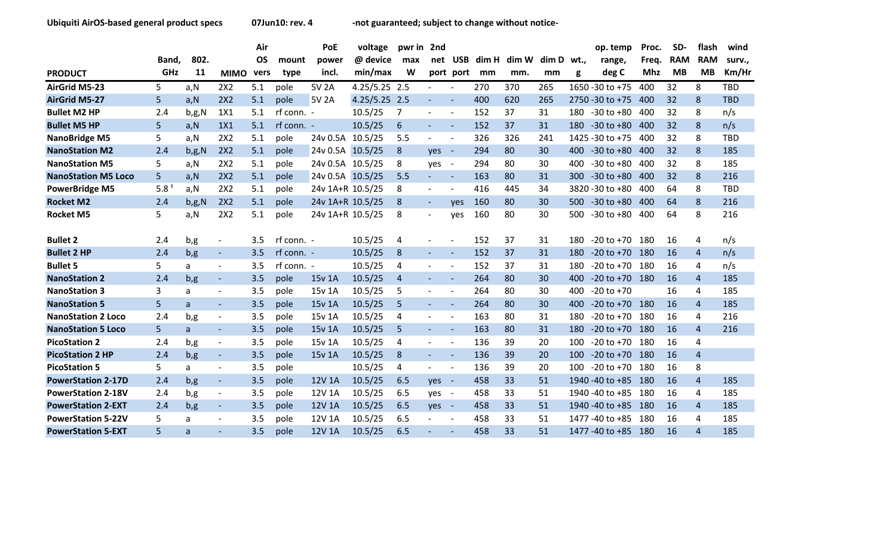Ubiquiti AirOS-based general product specs 07Jun10: rev. 4 -not guaranteed; subject to change without notice-

| PRODUCT | Band, GHz | 802. 11 | MIMO | Air OS vers | mount type | PoE power incl. | voltage @ device min/max | pwr in max W | 2nd net port | USB port | dim H mm | dim W mm. | dim D mm | wt., g | op. temp range, deg C | Proc. Freq. Mhz | SD-RAM MB | flash RAM MB | wind surv., Km/Hr |
|---|---|---|---|---|---|---|---|---|---|---|---|---|---|---|---|---|---|---|---|
| **AirGrid M5-23** | 5 | a,N | 2X2 | 5.1 | pole | 5V 2A | 4.25/5.25 | 2.5 | - | - | 270 | 370 | 265 | 1650 | -30 to +75 | 400 | 32 | 8 | TBD |
| **AirGrid M5-27** | 5 | a,N | 2X2 | 5.1 | pole | 5V 2A | 4.25/5.25 | 2.5 | - | - | 400 | 620 | 265 | 2750 | -30 to +75 | 400 | 32 | 8 | TBD |
| **Bullet M2 HP** | 2.4 | b,g,N | 1X1 | 5.1 | rf conn. | - | 10.5/25 | 7 | - | - | 152 | 37 | 31 | 180 | -30 to +80 | 400 | 32 | 8 | n/s |
| **Bullet M5 HP** | 5 | a,N | 1X1 | 5.1 | rf conn. | - | 10.5/25 | 6 | - | - | 152 | 37 | 31 | 180 | -30 to +80 | 400 | 32 | 8 | n/s |
| **NanoBridge M5** | 5 | a,N | 2X2 | 5.1 | pole | 24v 0.5A | 10.5/25 | 5.5 | - | - | 326 | 326 | 241 | 1425 | -30 to +75 | 400 | 32 | 8 | TBD |
| **NanoStation M2** | 2.4 | b,g,N | 2X2 | 5.1 | pole | 24v 0.5A | 10.5/25 | 8 | yes | - | 294 | 80 | 30 | 400 | -30 to +80 | 400 | 32 | 8 | 185 |
| **NanoStation M5** | 5 | a,N | 2X2 | 5.1 | pole | 24v 0.5A | 10.5/25 | 8 | yes | - | 294 | 80 | 30 | 400 | -30 to +80 | 400 | 32 | 8 | 185 |
| **NanoStation M5 Loco** | 5 | a,N | 2X2 | 5.1 | pole | 24v 0.5A | 10.5/25 | 5.5 | - | - | 163 | 80 | 31 | 300 | -30 to +80 | 400 | 32 | 8 | 216 |
| **PowerBridge M5** | 5.8 [1] | a,N | 2X2 | 5.1 | pole | 24v 1A+R | 10.5/25 | 8 | - | - | 416 | 445 | 34 | 3820 | -30 to +80 | 400 | 64 | 8 | TBD |
| **Rocket M2** | 2.4 | b,g,N | 2X2 | 5.1 | pole | 24v 1A+R | 10.5/25 | 8 | - | yes | 160 | 80 | 30 | 500 | -30 to +80 | 400 | 64 | 8 | 216 |
| **Rocket M5** | 5 | a,N | 2X2 | 5.1 | pole | 24v 1A+R | 10.5/25 | 8 | - | yes | 160 | 80 | 30 | 500 | -30 to +80 | 400 | 64 | 8 | 216 |
| | | | | | | | | | | | | | | | | | | | |
| **Bullet 2** | 2.4 | b,g | - | 3.5 | rf conn. | - | 10.5/25 | 4 | - | - | 152 | 37 | 31 | 180 | -20 to +70 | 180 | 16 | 4 | n/s |
| **Bullet 2 HP** | 2.4 | b,g | - | 3.5 | rf conn. | - | 10.5/25 | 8 | - | - | 152 | 37 | 31 | 180 | -20 to +70 | 180 | 16 | 4 | n/s |
| **Bullet 5** | 5 | a | - | 3.5 | rf conn. | - | 10.5/25 | 4 | - | - | 152 | 37 | 31 | 180 | -20 to +70 | 180 | 16 | 4 | n/s |
| **NanoStation 2** | 2.4 | b,g | - | 3.5 | pole | 15v 1A | 10.5/25 | 4 | - | - | 264 | 80 | 30 | 400 | -20 to +70 | 180 | 16 | 4 | 185 |
| **NanoStation 3** | 3 | a | - | 3.5 | pole | 15v 1A | 10.5/25 | 5 | - | - | 264 | 80 | 30 | 400 | -20 to +70 | | 16 | 4 | 185 |
| **NanoStation 5** | 5 | a | - | 3.5 | pole | 15v 1A | 10.5/25 | 5 | - | - | 264 | 80 | 30 | 400 | -20 to +70 | 180 | 16 | 4 | 185 |
| **NanoStation 2 Loco** | 2.4 | b,g | - | 3.5 | pole | 15v 1A | 10.5/25 | 4 | - | - | 163 | 80 | 31 | 180 | -20 to +70 | 180 | 16 | 4 | 216 |
| **NanoStation 5 Loco** | 5 | a | - | 3.5 | pole | 15v 1A | 10.5/25 | 5 | - | - | 163 | 80 | 31 | 180 | -20 to +70 | 180 | 16 | 4 | 216 |
| **PicoStation 2** | 2.4 | b,g | - | 3.5 | pole | 15v 1A | 10.5/25 | 4 | - | - | 136 | 39 | 20 | 100 | -20 to +70 | 180 | 16 | 4 | |
| **PicoStation 2 HP** | 2.4 | b,g | - | 3.5 | pole | 15v 1A | 10.5/25 | 8 | - | - | 136 | 39 | 20 | 100 | -20 to +70 | 180 | 16 | 4 | |
| **PicoStation 5** | 5 | a | - | 3.5 | pole | | 10.5/25 | 4 | - | - | 136 | 39 | 20 | 100 | -20 to +70 | 180 | 16 | 8 | |
| **PowerStation 2-17D** | 2.4 | b,g | - | 3.5 | pole | 12V 1A | 10.5/25 | 6.5 | yes | - | 458 | 33 | 51 | 1940 | -40 to +85 | 180 | 16 | 4 | 185 |
| **PowerStation 2-18V** | 2.4 | b,g | - | 3.5 | pole | 12V 1A | 10.5/25 | 6.5 | yes | - | 458 | 33 | 51 | 1940 | -40 to +85 | 180 | 16 | 4 | 185 |
| **PowerStation 2-EXT** | 2.4 | b,g | - | 3.5 | pole | 12V 1A | 10.5/25 | 6.5 | yes | - | 458 | 33 | 51 | 1940 | -40 to +85 | 180 | 16 | 4 | 185 |
| **PowerStation 5-22V** | 5 | a | - | 3.5 | pole | 12V 1A | 10.5/25 | 6.5 | - | - | 458 | 33 | 51 | 1477 | -40 to +85 | 180 | 16 | 4 | 185 |
| **PowerStation 5-EXT** | 5 | a | - | 3.5 | pole | 12V 1A | 10.5/25 | 6.5 | - | - | 458 | 33 | 51 | 1477 | -40 to +85 | 180 | 16 | 4 | 185 |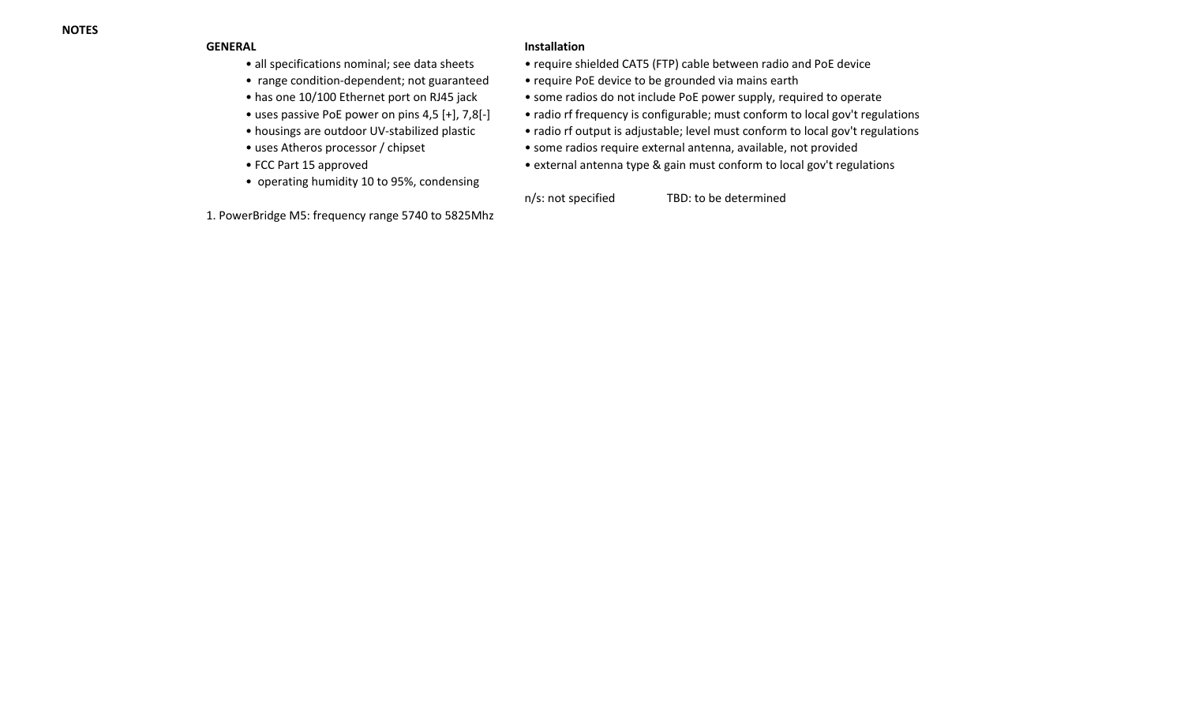**NOTES**

**GENERAL**

- all specifications nominal; see data sheets
- range condition-dependent; not guaranteed
- has one 10/100 Ethernet port on RJ45 jack
- uses passive PoE power on pins 4,5 [+], 7,8[-]
- housings are outdoor UV-stabilized plastic
- uses Atheros processor / chipset
- FCC Part 15 approved
- operating humidity 10 to 95%, condensing

1. PowerBridge M5: frequency range 5740 to 5825Mhz

**Installation**

- require shielded CAT5 (FTP) cable between radio and PoE device
- require PoE device to be grounded via mains earth
- some radios do not include PoE power supply, required to operate
- radio rf frequency is configurable; must conform to local gov't regulations
- radio rf output is adjustable; level must conform to local gov't regulations
- some radios require external antenna, available, not provided
- external antenna type & gain must conform to local gov't regulations

n/s: not specified TBD: to be determined